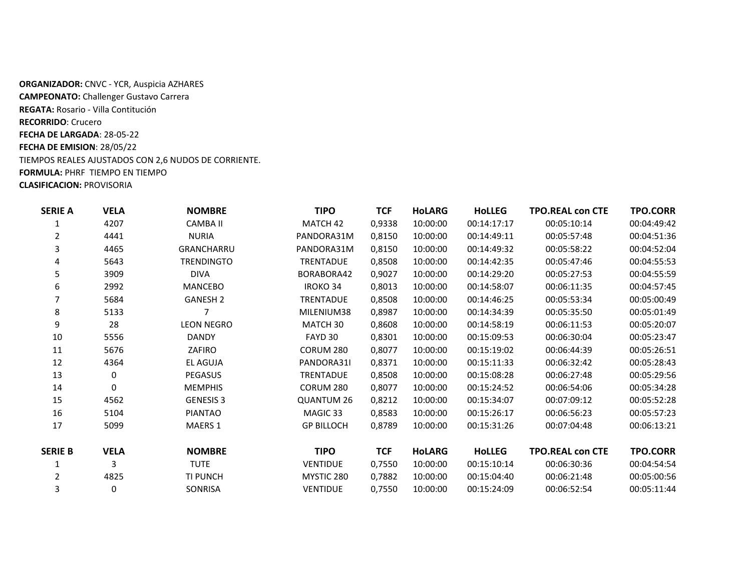**ORGANIZADOR:** CNVC - YCR, Auspicia AZHARES
**CAMPEONATO:** Challenger Gustavo Carrera
**REGATA:** Rosario - Villa Contitución
**RECORRIDO**: Crucero
**FECHA DE LARGADA**: 28-05-22
**FECHA DE EMISION**: 28/05/22
TIEMPOS REALES AJUSTADOS CON 2,6 NUDOS DE CORRIENTE.
**FORMULA:** PHRF TIEMPO EN TIEMPO
**CLASIFICACION:** PROVISORIA

| SERIE A | VELA | NOMBRE | TIPO | TCF | HoLARG | HoLLEG | TPO.REAL con CTE | TPO.CORR |
|---|---|---|---|---|---|---|---|---|
| 1 | 4207 | CAMBA II | MATCH 42 | 0,9338 | 10:00:00 | 00:14:17:17 | 00:05:10:14 | 00:04:49:42 |
| 2 | 4441 | NURIA | PANDORA31M | 0,8150 | 10:00:00 | 00:14:49:11 | 00:05:57:48 | 00:04:51:36 |
| 3 | 4465 | GRANCHARRU | PANDORA31M | 0,8150 | 10:00:00 | 00:14:49:32 | 00:05:58:22 | 00:04:52:04 |
| 4 | 5643 | TRENDINGTO | TRENTADUE | 0,8508 | 10:00:00 | 00:14:42:35 | 00:05:47:46 | 00:04:55:53 |
| 5 | 3909 | DIVA | BORABORA42 | 0,9027 | 10:00:00 | 00:14:29:20 | 00:05:27:53 | 00:04:55:59 |
| 6 | 2992 | MANCEBO | IROKO 34 | 0,8013 | 10:00:00 | 00:14:58:07 | 00:06:11:35 | 00:04:57:45 |
| 7 | 5684 | GANESH 2 | TRENTADUE | 0,8508 | 10:00:00 | 00:14:46:25 | 00:05:53:34 | 00:05:00:49 |
| 8 | 5133 | 7 | MILENIUM38 | 0,8987 | 10:00:00 | 00:14:34:39 | 00:05:35:50 | 00:05:01:49 |
| 9 | 28 | LEON NEGRO | MATCH 30 | 0,8608 | 10:00:00 | 00:14:58:19 | 00:06:11:53 | 00:05:20:07 |
| 10 | 5556 | DANDY | FAYD 30 | 0,8301 | 10:00:00 | 00:15:09:53 | 00:06:30:04 | 00:05:23:47 |
| 11 | 5676 | ZAFIRO | CORUM 280 | 0,8077 | 10:00:00 | 00:15:19:02 | 00:06:44:39 | 00:05:26:51 |
| 12 | 4364 | EL AGUJA | PANDORA31I | 0,8371 | 10:00:00 | 00:15:11:33 | 00:06:32:42 | 00:05:28:43 |
| 13 | 0 | PEGASUS | TRENTADUE | 0,8508 | 10:00:00 | 00:15:08:28 | 00:06:27:48 | 00:05:29:56 |
| 14 | 0 | MEMPHIS | CORUM 280 | 0,8077 | 10:00:00 | 00:15:24:52 | 00:06:54:06 | 00:05:34:28 |
| 15 | 4562 | GENESIS 3 | QUANTUM 26 | 0,8212 | 10:00:00 | 00:15:34:07 | 00:07:09:12 | 00:05:52:28 |
| 16 | 5104 | PIANTAO | MAGIC 33 | 0,8583 | 10:00:00 | 00:15:26:17 | 00:06:56:23 | 00:05:57:23 |
| 17 | 5099 | MAERS 1 | GP BILLOCH | 0,8789 | 10:00:00 | 00:15:31:26 | 00:07:04:48 | 00:06:13:21 |

| SERIE B | VELA | NOMBRE | TIPO | TCF | HoLARG | HoLLEG | TPO.REAL con CTE | TPO.CORR |
|---|---|---|---|---|---|---|---|---|
| 1 | 3 | TUTE | VENTIDUE | 0,7550 | 10:00:00 | 00:15:10:14 | 00:06:30:36 | 00:04:54:54 |
| 2 | 4825 | TI PUNCH | MYSTIC 280 | 0,7882 | 10:00:00 | 00:15:04:40 | 00:06:21:48 | 00:05:00:56 |
| 3 | 0 | SONRISA | VENTIDUE | 0,7550 | 10:00:00 | 00:15:24:09 | 00:06:52:54 | 00:05:11:44 |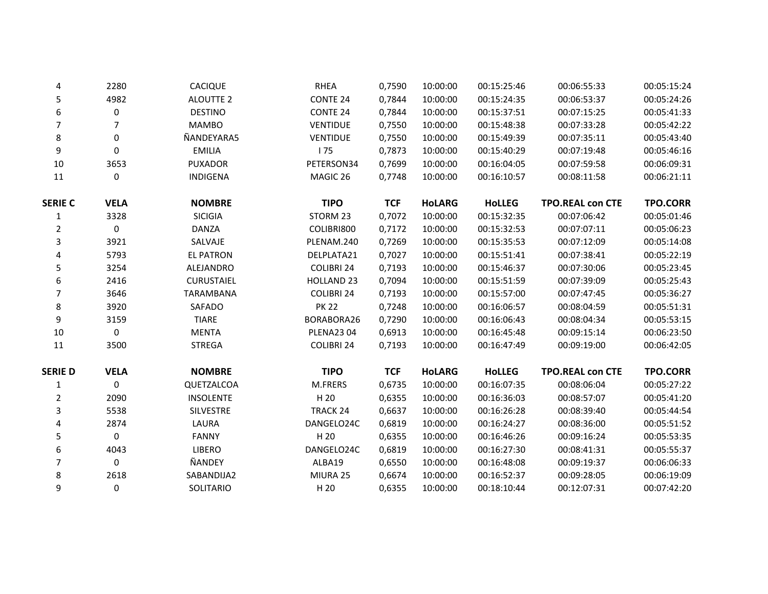| | | | | | | | | |
|---|---|---|---|---|---|---|---|---|
| 4 | 2280 | CACIQUE | RHEA | 0,7590 | 10:00:00 | 00:15:25:46 | 00:06:55:33 | 00:05:15:24 |
| 5 | 4982 | ALOUTTE 2 | CONTE 24 | 0,7844 | 10:00:00 | 00:15:24:35 | 00:06:53:37 | 00:05:24:26 |
| 6 | 0 | DESTINO | CONTE 24 | 0,7844 | 10:00:00 | 00:15:37:51 | 00:07:15:25 | 00:05:41:33 |
| 7 | 7 | MAMBO | VENTIDUE | 0,7550 | 10:00:00 | 00:15:48:38 | 00:07:33:28 | 00:05:42:22 |
| 8 | 0 | ÑANDEYARA5 | VENTIDUE | 0,7550 | 10:00:00 | 00:15:49:39 | 00:07:35:11 | 00:05:43:40 |
| 9 | 0 | EMILIA | I 75 | 0,7873 | 10:00:00 | 00:15:40:29 | 00:07:19:48 | 00:05:46:16 |
| 10 | 3653 | PUXADOR | PETERSON34 | 0,7699 | 10:00:00 | 00:16:04:05 | 00:07:59:58 | 00:06:09:31 |
| 11 | 0 | INDIGENA | MAGIC 26 | 0,7748 | 10:00:00 | 00:16:10:57 | 00:08:11:58 | 00:06:21:11 |

| SERIE C | VELA | NOMBRE | TIPO | TCF | HoLARG | HoLLEG | TPO.REAL con CTE | TPO.CORR |
|---|---|---|---|---|---|---|---|---|
| 1 | 3328 | SICIGIA | STORM 23 | 0,7072 | 10:00:00 | 00:15:32:35 | 00:07:06:42 | 00:05:01:46 |
| 2 | 0 | DANZA | COLIBRI800 | 0,7172 | 10:00:00 | 00:15:32:53 | 00:07:07:11 | 00:05:06:23 |
| 3 | 3921 | SALVAJE | PLENAM.240 | 0,7269 | 10:00:00 | 00:15:35:53 | 00:07:12:09 | 00:05:14:08 |
| 4 | 5793 | EL PATRON | DELPLATA21 | 0,7027 | 10:00:00 | 00:15:51:41 | 00:07:38:41 | 00:05:22:19 |
| 5 | 3254 | ALEJANDRO | COLIBRI 24 | 0,7193 | 10:00:00 | 00:15:46:37 | 00:07:30:06 | 00:05:23:45 |
| 6 | 2416 | CURUSTAIEL | HOLLAND 23 | 0,7094 | 10:00:00 | 00:15:51:59 | 00:07:39:09 | 00:05:25:43 |
| 7 | 3646 | TARAMBANA | COLIBRI 24 | 0,7193 | 10:00:00 | 00:15:57:00 | 00:07:47:45 | 00:05:36:27 |
| 8 | 3920 | SAFADO | PK 22 | 0,7248 | 10:00:00 | 00:16:06:57 | 00:08:04:59 | 00:05:51:31 |
| 9 | 3159 | TIARE | BORABORA26 | 0,7290 | 10:00:00 | 00:16:06:43 | 00:08:04:34 | 00:05:53:15 |
| 10 | 0 | MENTA | PLENA23 04 | 0,6913 | 10:00:00 | 00:16:45:48 | 00:09:15:14 | 00:06:23:50 |
| 11 | 3500 | STREGA | COLIBRI 24 | 0,7193 | 10:00:00 | 00:16:47:49 | 00:09:19:00 | 00:06:42:05 |

| SERIE D | VELA | NOMBRE | TIPO | TCF | HoLARG | HoLLEG | TPO.REAL con CTE | TPO.CORR |
|---|---|---|---|---|---|---|---|---|
| 1 | 0 | QUETZALCOA | M.FRERS | 0,6735 | 10:00:00 | 00:16:07:35 | 00:08:06:04 | 00:05:27:22 |
| 2 | 2090 | INSOLENTE | H 20 | 0,6355 | 10:00:00 | 00:16:36:03 | 00:08:57:07 | 00:05:41:20 |
| 3 | 5538 | SILVESTRE | TRACK 24 | 0,6637 | 10:00:00 | 00:16:26:28 | 00:08:39:40 | 00:05:44:54 |
| 4 | 2874 | LAURA | DANGELO24C | 0,6819 | 10:00:00 | 00:16:24:27 | 00:08:36:00 | 00:05:51:52 |
| 5 | 0 | FANNY | H 20 | 0,6355 | 10:00:00 | 00:16:46:26 | 00:09:16:24 | 00:05:53:35 |
| 6 | 4043 | LIBERO | DANGELO24C | 0,6819 | 10:00:00 | 00:16:27:30 | 00:08:41:31 | 00:05:55:37 |
| 7 | 0 | ÑANDEY | ALBA19 | 0,6550 | 10:00:00 | 00:16:48:08 | 00:09:19:37 | 00:06:06:33 |
| 8 | 2618 | SABANDIJA2 | MIURA 25 | 0,6674 | 10:00:00 | 00:16:52:37 | 00:09:28:05 | 00:06:19:09 |
| 9 | 0 | SOLITARIO | H 20 | 0,6355 | 10:00:00 | 00:18:10:44 | 00:12:07:31 | 00:07:42:20 |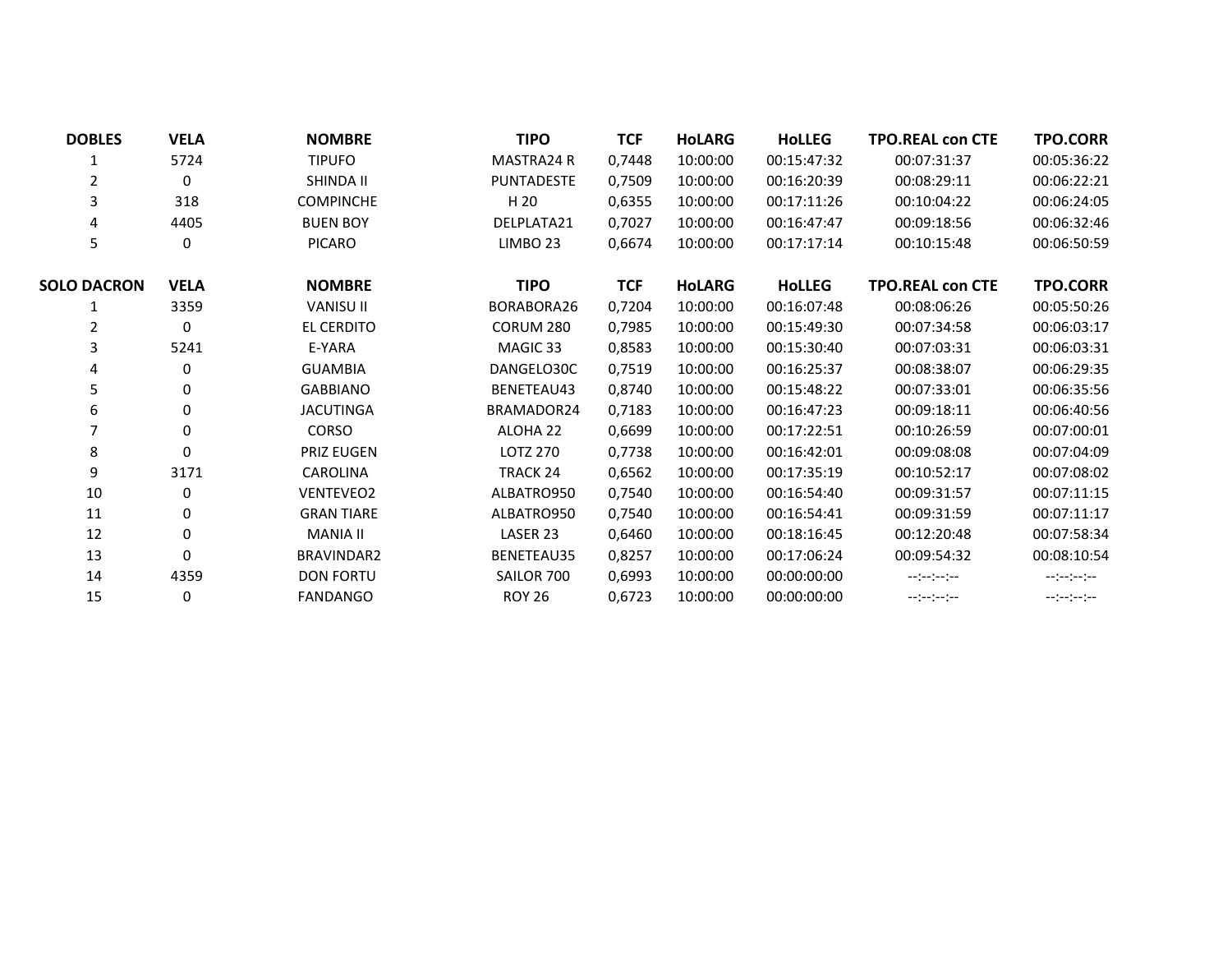| DOBLES | VELA | NOMBRE | TIPO | TCF | HoLARG | HoLLEG | TPO.REAL con CTE | TPO.CORR |
|---|---|---|---|---|---|---|---|---|
| 1 | 5724 | TIPUFO | MASTRA24 R | 0,7448 | 10:00:00 | 00:15:47:32 | 00:07:31:37 | 00:05:36:22 |
| 2 | 0 | SHINDA II | PUNTADESTE | 0,7509 | 10:00:00 | 00:16:20:39 | 00:08:29:11 | 00:06:22:21 |
| 3 | 318 | COMPINCHE | H 20 | 0,6355 | 10:00:00 | 00:17:11:26 | 00:10:04:22 | 00:06:24:05 |
| 4 | 4405 | BUEN BOY | DELPLATA21 | 0,7027 | 10:00:00 | 00:16:47:47 | 00:09:18:56 | 00:06:32:46 |
| 5 | 0 | PICARO | LIMBO 23 | 0,6674 | 10:00:00 | 00:17:17:14 | 00:10:15:48 | 00:06:50:59 |

| SOLO DACRON | VELA | NOMBRE | TIPO | TCF | HoLARG | HoLLEG | TPO.REAL con CTE | TPO.CORR |
|---|---|---|---|---|---|---|---|---|
| 1 | 3359 | VANISU II | BORABORA26 | 0,7204 | 10:00:00 | 00:16:07:48 | 00:08:06:26 | 00:05:50:26 |
| 2 | 0 | EL CERDITO | CORUM 280 | 0,7985 | 10:00:00 | 00:15:49:30 | 00:07:34:58 | 00:06:03:17 |
| 3 | 5241 | E-YARA | MAGIC 33 | 0,8583 | 10:00:00 | 00:15:30:40 | 00:07:03:31 | 00:06:03:31 |
| 4 | 0 | GUAMBIA | DANGELO30C | 0,7519 | 10:00:00 | 00:16:25:37 | 00:08:38:07 | 00:06:29:35 |
| 5 | 0 | GABBIANO | BENETEAU43 | 0,8740 | 10:00:00 | 00:15:48:22 | 00:07:33:01 | 00:06:35:56 |
| 6 | 0 | JACUTINGA | BRAMADOR24 | 0,7183 | 10:00:00 | 00:16:47:23 | 00:09:18:11 | 00:06:40:56 |
| 7 | 0 | CORSO | ALOHA 22 | 0,6699 | 10:00:00 | 00:17:22:51 | 00:10:26:59 | 00:07:00:01 |
| 8 | 0 | PRIZ EUGEN | LOTZ 270 | 0,7738 | 10:00:00 | 00:16:42:01 | 00:09:08:08 | 00:07:04:09 |
| 9 | 3171 | CAROLINA | TRACK 24 | 0,6562 | 10:00:00 | 00:17:35:19 | 00:10:52:17 | 00:07:08:02 |
| 10 | 0 | VENTEVEO2 | ALBATRO950 | 0,7540 | 10:00:00 | 00:16:54:40 | 00:09:31:57 | 00:07:11:15 |
| 11 | 0 | GRAN TIARE | ALBATRO950 | 0,7540 | 10:00:00 | 00:16:54:41 | 00:09:31:59 | 00:07:11:17 |
| 12 | 0 | MANIA II | LASER 23 | 0,6460 | 10:00:00 | 00:18:16:45 | 00:12:20:48 | 00:07:58:34 |
| 13 | 0 | BRAVINDAR2 | BENETEAU35 | 0,8257 | 10:00:00 | 00:17:06:24 | 00:09:54:32 | 00:08:10:54 |
| 14 | 4359 | DON FORTU | SAILOR 700 | 0,6993 | 10:00:00 | 00:00:00:00 | --:--:--:-- | --:--:--:-- |
| 15 | 0 | FANDANGO | ROY 26 | 0,6723 | 10:00:00 | 00:00:00:00 | --:--:--:-- | --:--:--:-- |